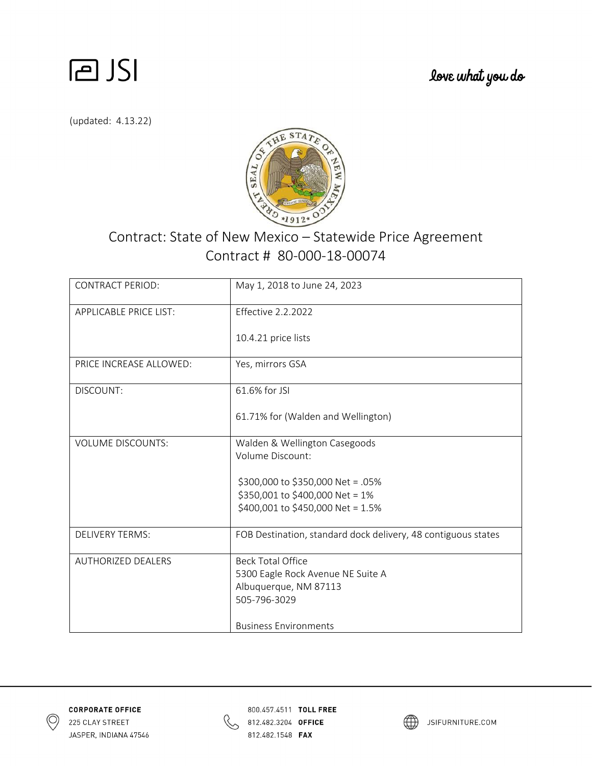JSI

love what you do

(updated: 4.13.22)

Contract: State of New Mexico – Statewide Price Agreement
Contract # 80-000-18-00074

| | |
|---|---|
| CONTRACT PERIOD: | May 1, 2018 to June 24, 2023 |
| APPLICABLE PRICE LIST: | Effective 2.2.2022<br><br>10.4.21 price lists |
| PRICE INCREASE ALLOWED: | Yes, mirrors GSA |
| DISCOUNT: | 61.6% for JSI<br><br>61.71% for (Walden and Wellington) |
| VOLUME DISCOUNTS: | Walden & Wellington Casegoods<br>Volume Discount:<br><br>$300,000 to $350,000 Net = .05%<br>$350,001 to $400,000 Net = 1%<br>$400,001 to $450,000 Net = 1.5% |
| DELIVERY TERMS: | FOB Destination, standard dock delivery, 48 contiguous states |
| AUTHORIZED DEALERS | Beck Total Office<br>5300 Eagle Rock Avenue NE Suite A<br>Albuquerque, NM 87113<br>505-796-3029<br><br>Business Environments |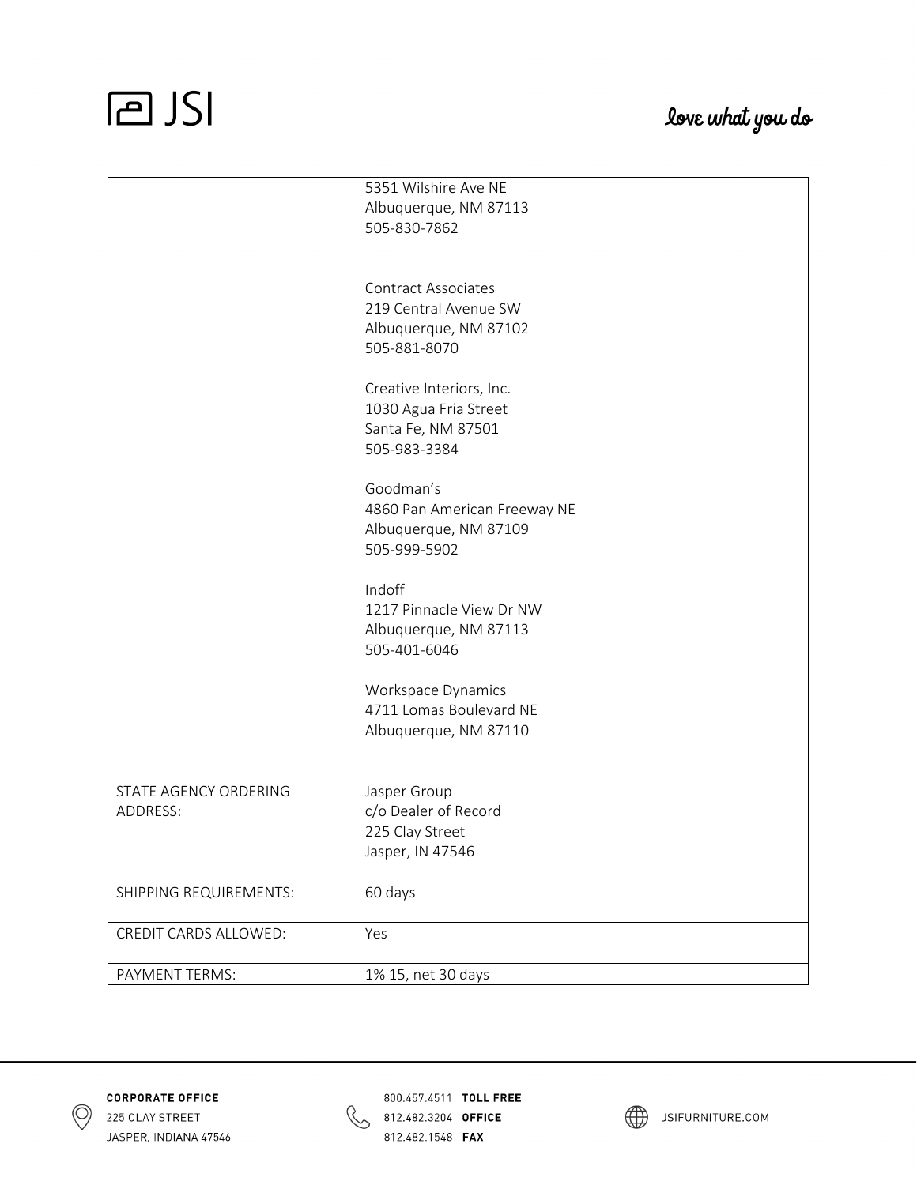| | |
|---|---|
| | 5351 Wilshire Ave NE<br>Albuquerque, NM 87113<br>505-830-7862<br><br>Contract Associates<br>219 Central Avenue SW<br>Albuquerque, NM 87102<br>505-881-8070<br><br>Creative Interiors, Inc.<br>1030 Agua Fria Street<br>Santa Fe, NM 87501<br>505-983-3384<br><br>Goodman's<br>4860 Pan American Freeway NE<br>Albuquerque, NM 87109<br>505-999-5902<br><br>Indoff<br>1217 Pinnacle View Dr NW<br>Albuquerque, NM 87113<br>505-401-6046<br><br>Workspace Dynamics<br>4711 Lomas Boulevard NE<br>Albuquerque, NM 87110 |
| STATE AGENCY ORDERING ADDRESS: | Jasper Group<br>c/o Dealer of Record<br>225 Clay Street<br>Jasper, IN 47546 |
| SHIPPING REQUIREMENTS: | 60 days |
| CREDIT CARDS ALLOWED: | Yes |
| PAYMENT TERMS: | 1% 15, net 30 days |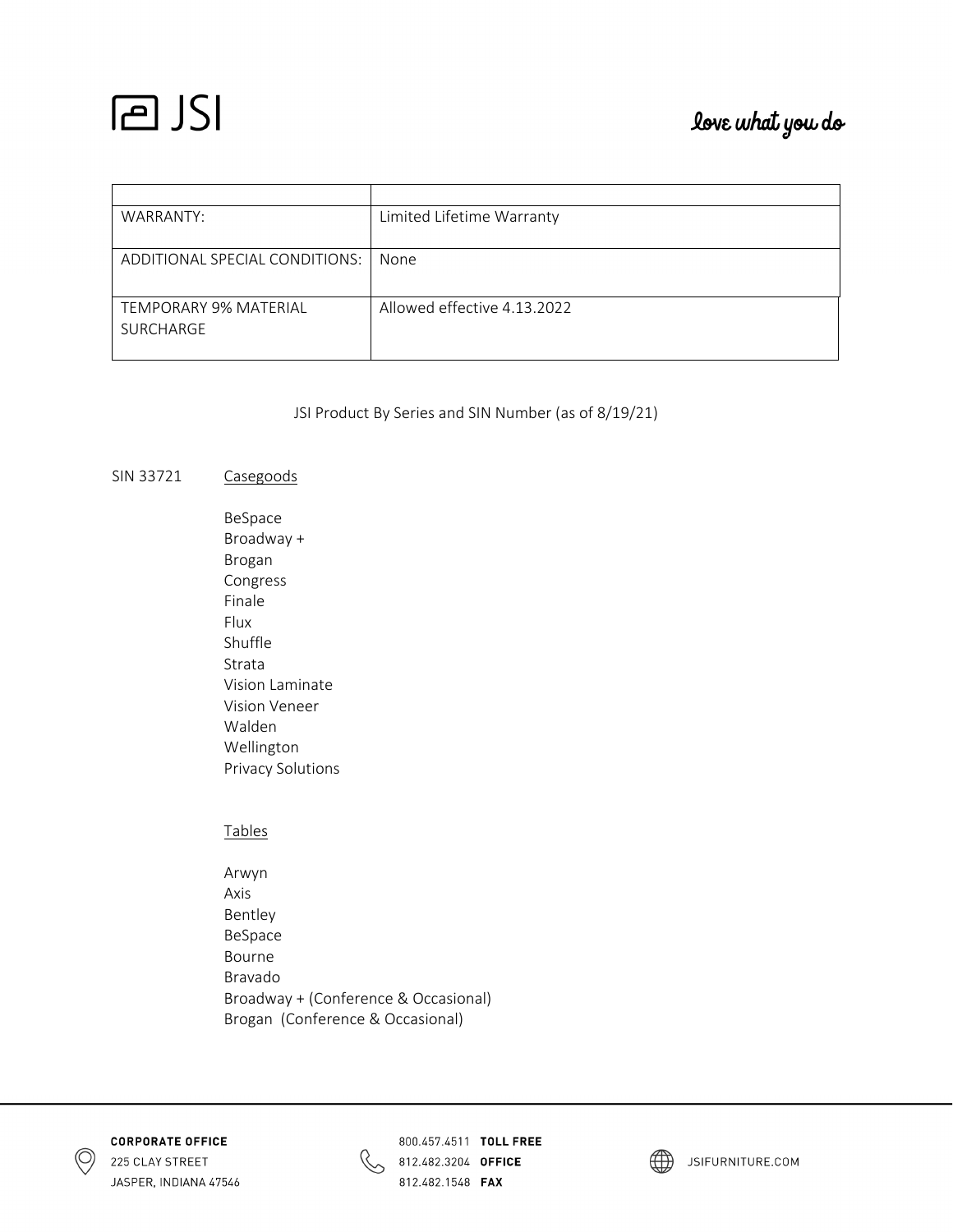| | |
|---|---|
| WARRANTY: | Limited Lifetime Warranty |
| ADDITIONAL SPECIAL CONDITIONS: | None |
| TEMPORARY 9% MATERIAL SURCHARGE | Allowed effective 4.13.2022 |

JSI Product By Series and SIN Number (as of 8/19/21)

SIN 33721 Casegoods

- BeSpace
- Broadway +
- Brogan
- Congress
- Finale
- Flux
- Shuffle
- Strata
- Vision Laminate
- Vision Veneer
- Walden
- Wellington
- Privacy Solutions

Tables

- Arwyn
- Axis
- Bentley
- BeSpace
- Bourne
- Bravado
- Broadway + (Conference & Occasional)
- Brogan (Conference & Occasional)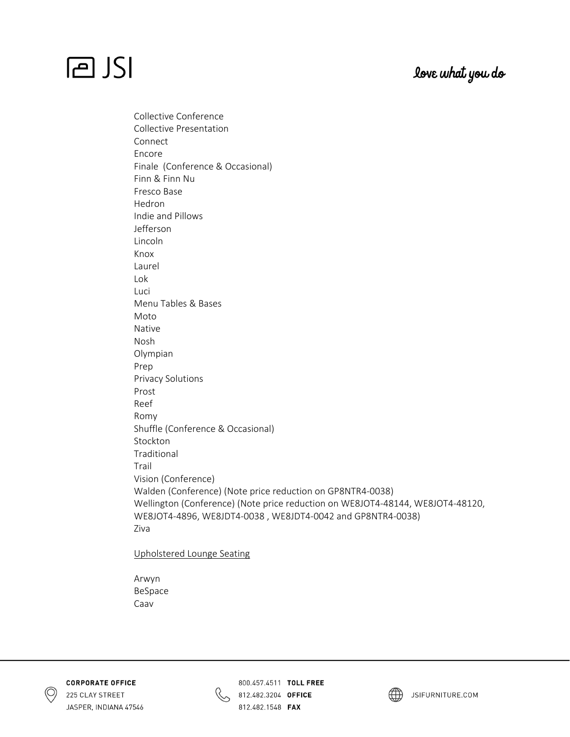Collective Conference
Collective Presentation
Connect
Encore
Finale  (Conference & Occasional)
Finn & Finn Nu
Fresco Base
Hedron
Indie and Pillows
Jefferson
Lincoln
Knox
Laurel
Lok
Luci
Menu Tables & Bases
Moto
Native
Nosh
Olympian
Prep
Privacy Solutions
Prost
Reef
Romy
Shuffle (Conference & Occasional)
Stockton
Traditional
Trail
Vision (Conference)
Walden (Conference) (Note price reduction on GP8NTR4-0038)
Wellington (Conference) (Note price reduction on WE8JOT4-48144, WE8JOT4-48120, WE8JOT4-4896, WE8JDT4-0038 , WE8JDT4-0042 and GP8NTR4-0038)
Ziva

<u>Upholstered Lounge Seating</u>

Arwyn
BeSpace
Caav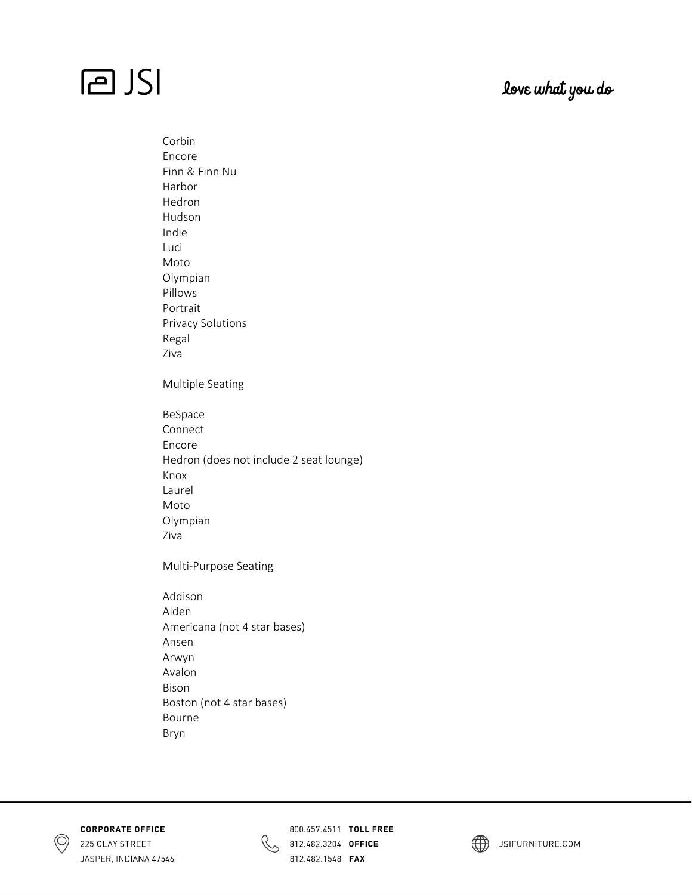Corbin
Encore
Finn & Finn Nu
Harbor
Hedron
Hudson
Indie
Luci
Moto
Olympian
Pillows
Portrait
Privacy Solutions
Regal
Ziva

<u>Multiple Seating</u>

BeSpace
Connect
Encore
Hedron (does not include 2 seat lounge)
Knox
Laurel
Moto
Olympian
Ziva

<u>Multi-Purpose Seating</u>

Addison
Alden
Americana (not 4 star bases)
Ansen
Arwyn
Avalon
Bison
Boston (not 4 star bases)
Bourne
Bryn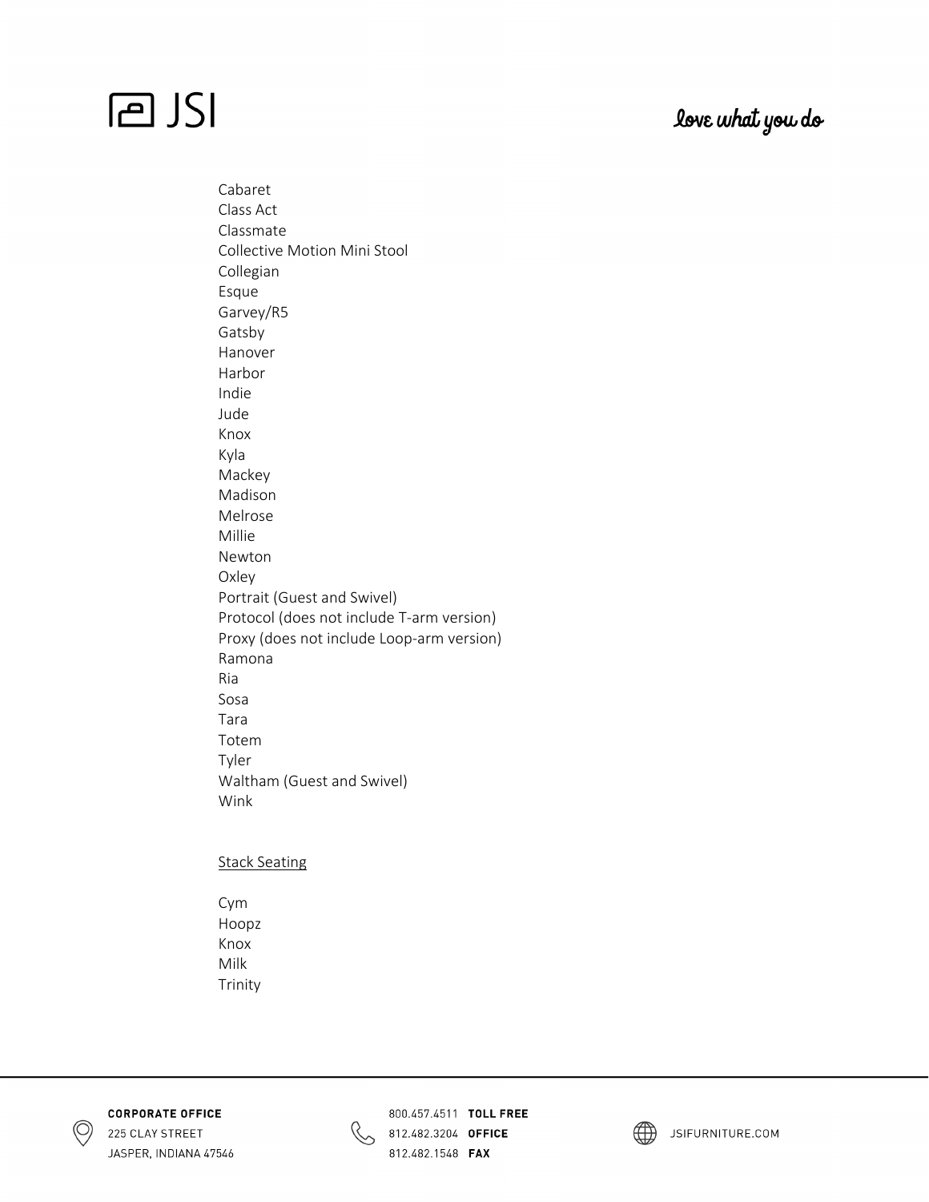Cabaret
Class Act
Classmate
Collective Motion Mini Stool
Collegian
Esque
Garvey/R5
Gatsby
Hanover
Harbor
Indie
Jude
Knox
Kyla
Mackey
Madison
Melrose
Millie
Newton
Oxley
Portrait (Guest and Swivel)
Protocol (does not include T-arm version)
Proxy (does not include Loop-arm version)
Ramona
Ria
Sosa
Tara
Totem
Tyler
Waltham (Guest and Swivel)
Wink

<u>Stack Seating</u>

Cym
Hoopz
Knox
Milk
Trinity